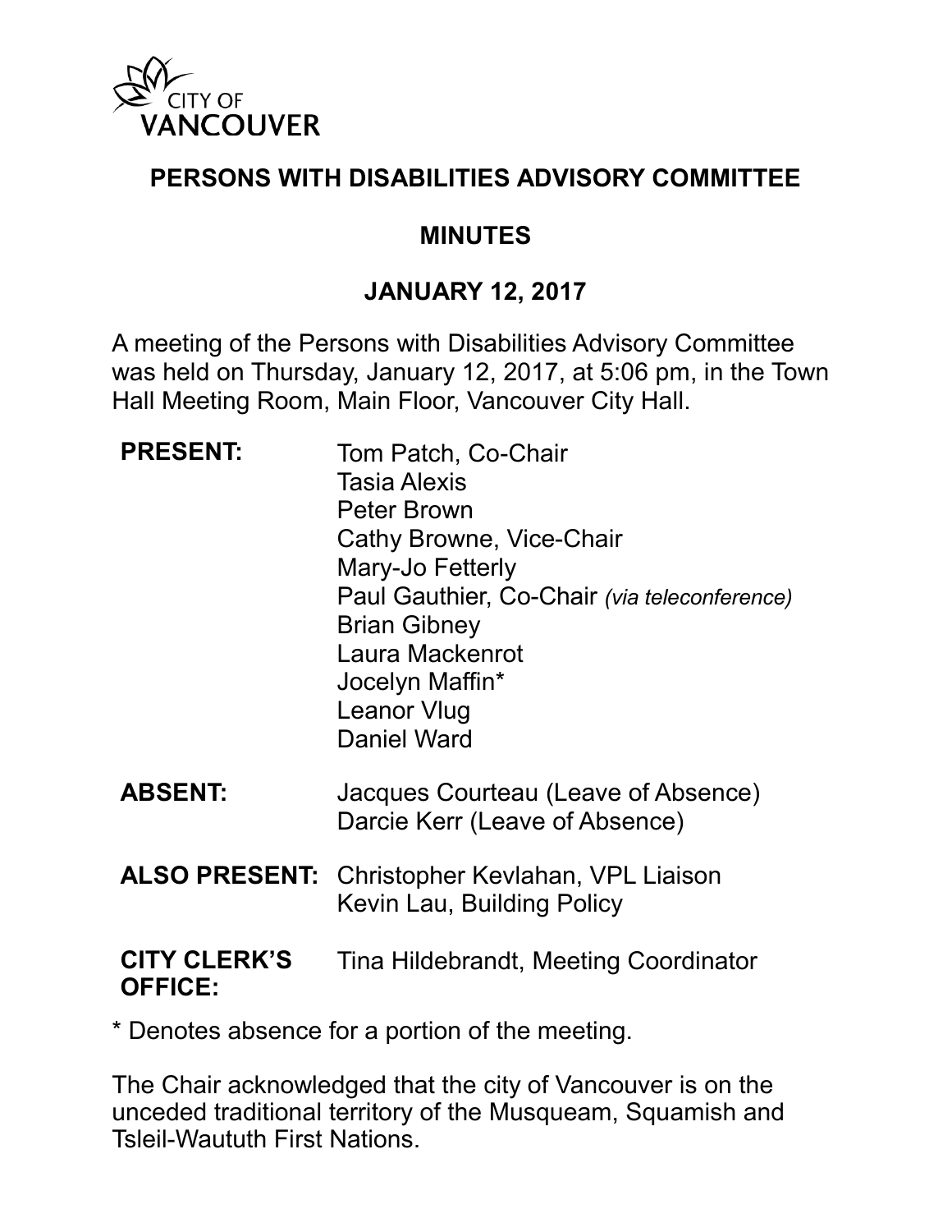CITY OF VANCOUVER

# PERSONS WITH DISABILITIES ADVISORY COMMITTEE

## MINUTES

## JANUARY 12, 2017

A meeting of the Persons with Disabilities Advisory Committee was held on Thursday, January 12, 2017, at 5:06 pm, in the Town Hall Meeting Room, Main Floor, Vancouver City Hall.

| | |
|---|---|
| **PRESENT:** | Tom Patch, Co-Chair<br>Tasia Alexis<br>Peter Brown<br>Cathy Browne, Vice-Chair<br>Mary-Jo Fetterly<br>Paul Gauthier, Co-Chair *(via teleconference)*<br>Brian Gibney<br>Laura Mackenrot<br>Jocelyn Maffin*<br>Leanor Vlug<br>Daniel Ward |
| **ABSENT:** | Jacques Courteau (Leave of Absence)<br>Darcie Kerr (Leave of Absence) |
| **ALSO PRESENT:** | Christopher Kevlahan, VPL Liaison<br>Kevin Lau, Building Policy |
| **CITY CLERK'S OFFICE:** | Tina Hildebrandt, Meeting Coordinator |

\* Denotes absence for a portion of the meeting.

The Chair acknowledged that the city of Vancouver is on the unceded traditional territory of the Musqueam, Squamish and Tsleil-Waututh First Nations.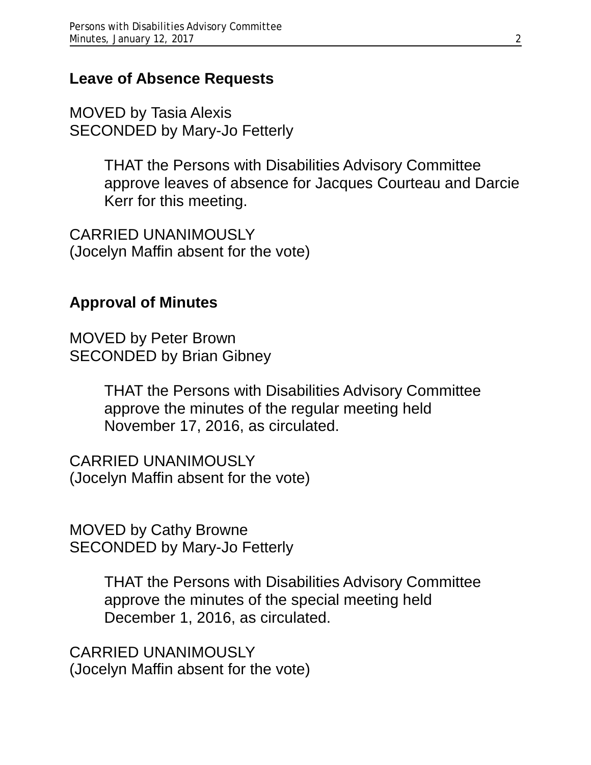## Leave of Absence Requests

MOVED by Tasia Alexis
SECONDED by Mary-Jo Fetterly

> THAT the Persons with Disabilities Advisory Committee approve leaves of absence for Jacques Courteau and Darcie Kerr for this meeting.

CARRIED UNANIMOUSLY
(Jocelyn Maffin absent for the vote)

## Approval of Minutes

MOVED by Peter Brown
SECONDED by Brian Gibney

> THAT the Persons with Disabilities Advisory Committee approve the minutes of the regular meeting held November 17, 2016, as circulated.

CARRIED UNANIMOUSLY
(Jocelyn Maffin absent for the vote)

MOVED by Cathy Browne
SECONDED by Mary-Jo Fetterly

> THAT the Persons with Disabilities Advisory Committee approve the minutes of the special meeting held December 1, 2016, as circulated.

CARRIED UNANIMOUSLY
(Jocelyn Maffin absent for the vote)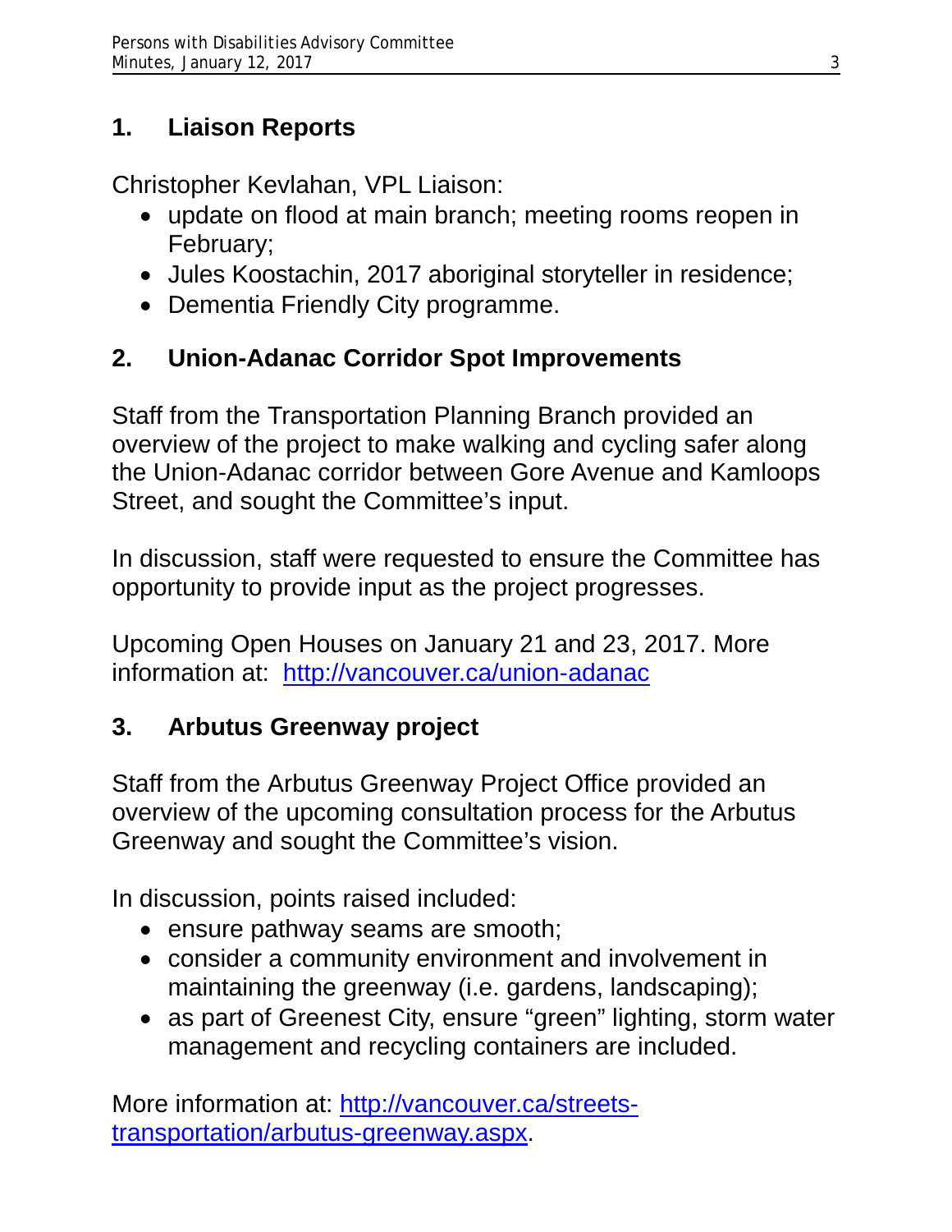## 1. Liaison Reports

Christopher Kevlahan, VPL Liaison:

- update on flood at main branch; meeting rooms reopen in February;
- Jules Koostachin, 2017 aboriginal storyteller in residence;
- Dementia Friendly City programme.

## 2. Union-Adanac Corridor Spot Improvements

Staff from the Transportation Planning Branch provided an overview of the project to make walking and cycling safer along the Union-Adanac corridor between Gore Avenue and Kamloops Street, and sought the Committee's input.

In discussion, staff were requested to ensure the Committee has opportunity to provide input as the project progresses.

Upcoming Open Houses on January 21 and 23, 2017. More information at: [http://vancouver.ca/union-adanac](http://vancouver.ca/union-adanac)

## 3. Arbutus Greenway project

Staff from the Arbutus Greenway Project Office provided an overview of the upcoming consultation process for the Arbutus Greenway and sought the Committee's vision.

In discussion, points raised included:

- ensure pathway seams are smooth;
- consider a community environment and involvement in maintaining the greenway (i.e. gardens, landscaping);
- as part of Greenest City, ensure "green" lighting, storm water management and recycling containers are included.

More information at: [http://vancouver.ca/streets-transportation/arbutus-greenway.aspx](http://vancouver.ca/streets-transportation/arbutus-greenway.aspx).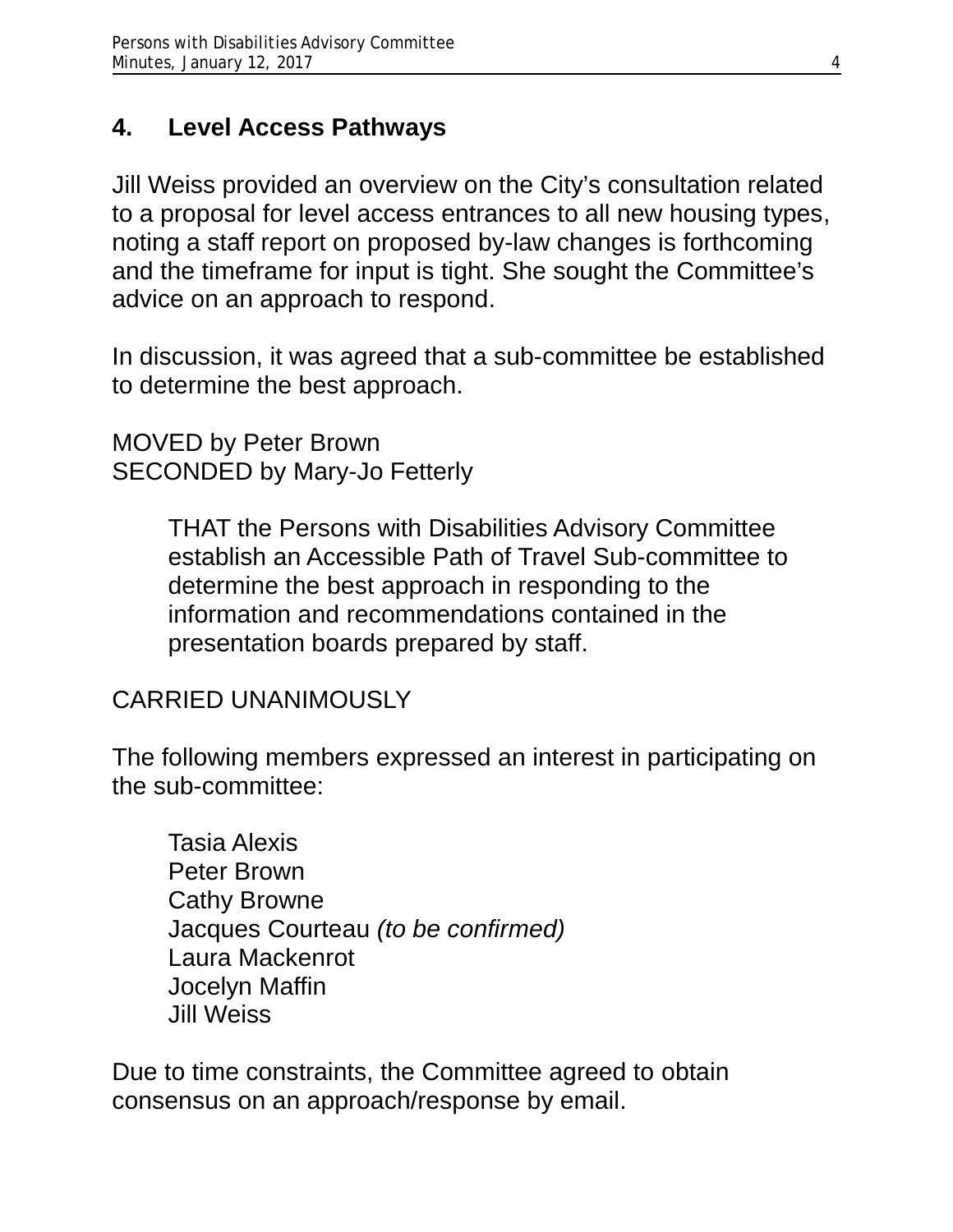## 4. Level Access Pathways

Jill Weiss provided an overview on the City's consultation related to a proposal for level access entrances to all new housing types, noting a staff report on proposed by-law changes is forthcoming and the timeframe for input is tight. She sought the Committee's advice on an approach to respond.

In discussion, it was agreed that a sub-committee be established to determine the best approach.

MOVED by Peter Brown
SECONDED by Mary-Jo Fetterly

> THAT the Persons with Disabilities Advisory Committee establish an Accessible Path of Travel Sub-committee to determine the best approach in responding to the information and recommendations contained in the presentation boards prepared by staff.

CARRIED UNANIMOUSLY

The following members expressed an interest in participating on the sub-committee:

Tasia Alexis
Peter Brown
Cathy Browne
Jacques Courteau *(to be confirmed)*
Laura Mackenrot
Jocelyn Maffin
Jill Weiss

Due to time constraints, the Committee agreed to obtain consensus on an approach/response by email.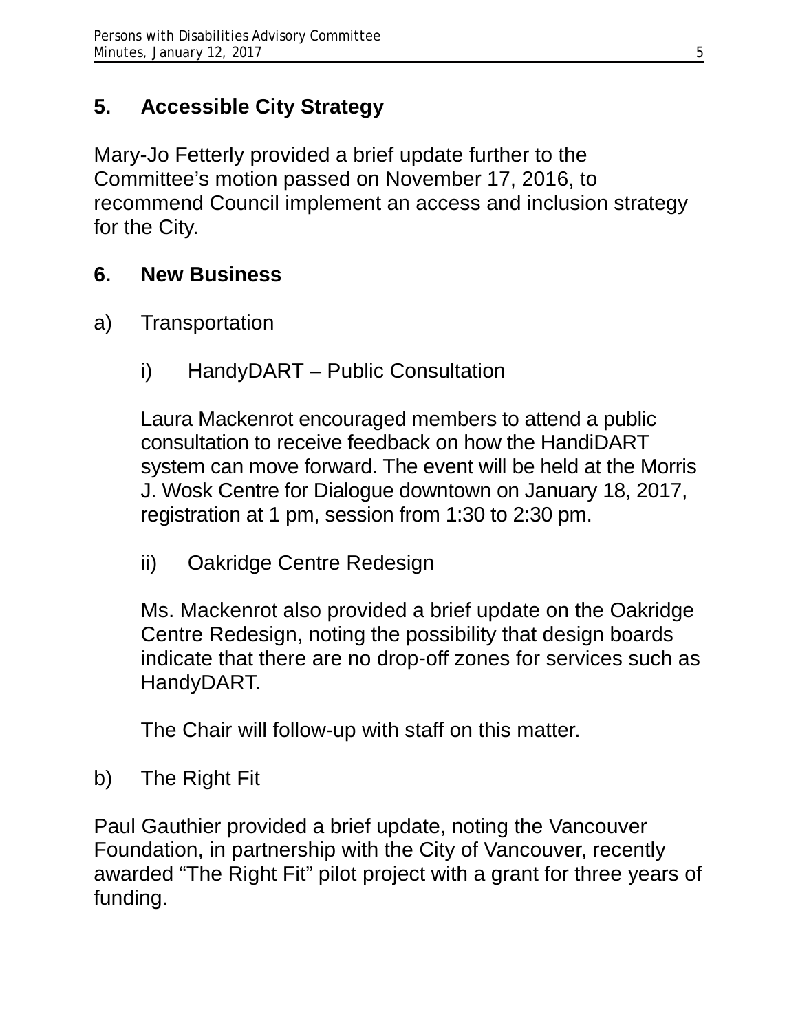## 5. Accessible City Strategy

Mary-Jo Fetterly provided a brief update further to the Committee’s motion passed on November 17, 2016, to recommend Council implement an access and inclusion strategy for the City.

## 6. New Business

a) Transportation

i) HandyDART – Public Consultation

Laura Mackenrot encouraged members to attend a public consultation to receive feedback on how the HandiDART system can move forward. The event will be held at the Morris J. Wosk Centre for Dialogue downtown on January 18, 2017, registration at 1 pm, session from 1:30 to 2:30 pm.

ii) Oakridge Centre Redesign

Ms. Mackenrot also provided a brief update on the Oakridge Centre Redesign, noting the possibility that design boards indicate that there are no drop-off zones for services such as HandyDART.

The Chair will follow-up with staff on this matter.

b) The Right Fit

Paul Gauthier provided a brief update, noting the Vancouver Foundation, in partnership with the City of Vancouver, recently awarded “The Right Fit” pilot project with a grant for three years of funding.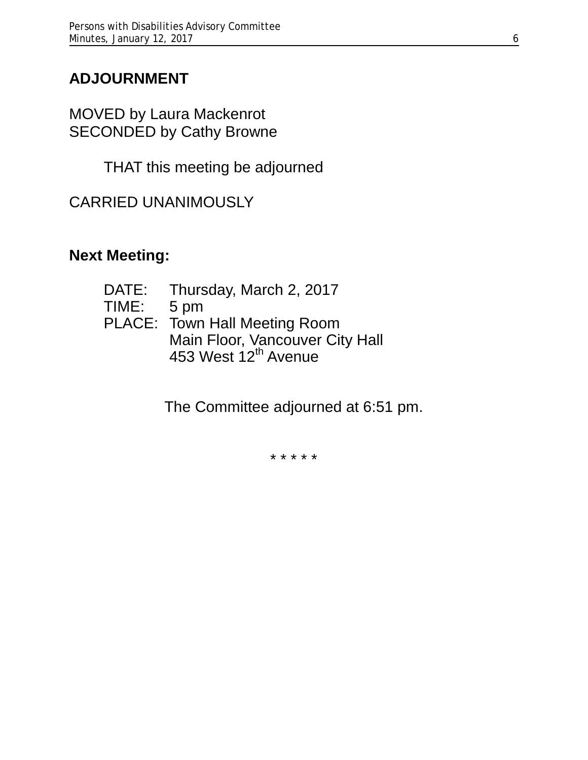## ADJOURNMENT

MOVED by Laura Mackenrot
SECONDED by Cathy Browne

THAT this meeting be adjourned

CARRIED UNANIMOUSLY

**Next Meeting:**

DATE: Thursday, March 2, 2017
TIME: 5 pm
PLACE: Town Hall Meeting Room
Main Floor, Vancouver City Hall
453 West 12th Avenue

The Committee adjourned at 6:51 pm.

\* \* \* \* \*